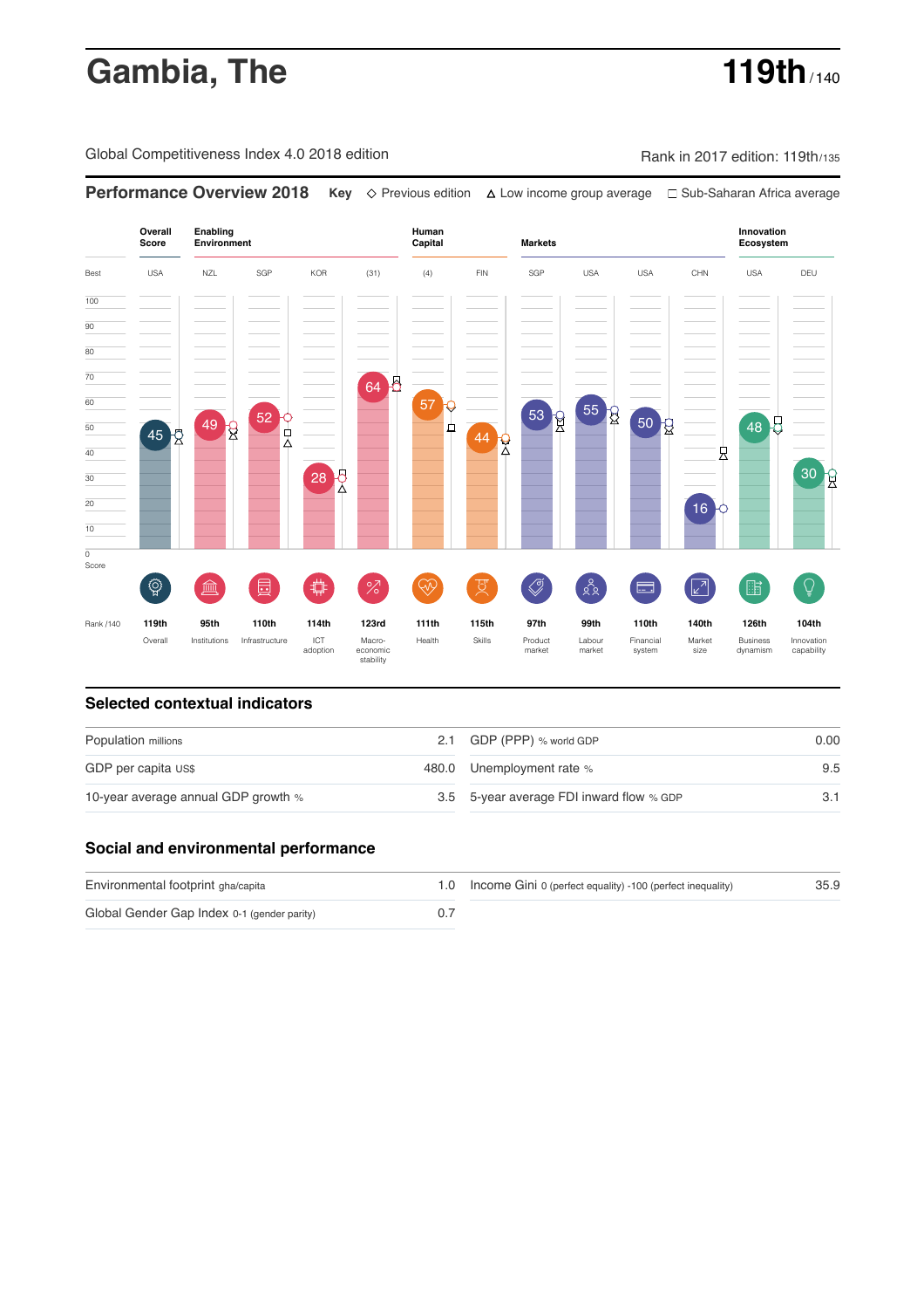# Gambia, The

**119th** / 140

Global Competitiveness Index 4.0 2018 edition

Rank in 2017 edition: 119th/135

## Performance Overview 2018

**Key** ◇ Previous edition △ Low income group average □ Sub-Saharan Africa average

| | Overall Score | Enabling Environment | | | | Human Capital | | Markets | | | | Innovation Ecosystem | |
|---|---|---|---|---|---|---|---|---|---|---|---|---|---|
| Best | USA | NZL | SGP | KOR | (31) | (4) | FIN | SGP | USA | USA | CHN | USA | DEU |
| Score | 45 | 49 | 52 | 28 | 64 | 57 | 44 | 53 | 55 | 50 | 16 | 48 | 30 |
| Rank /140 | 119th | 95th | 110th | 114th | 123rd | 111th | 115th | 97th | 99th | 110th | 140th | 126th | 104th |
| | Overall | Institutions | Infrastructure | ICT adoption | Macro-economic stability | Health | Skills | Product market | Labour market | Financial system | Market size | Business dynamism | Innovation capability |

## Selected contextual indicators

| | | | |
|---|---|---|---|
| Population millions | 2.1 | GDP (PPP) % world GDP | 0.00 |
| GDP per capita US$ | 480.0 | Unemployment rate % | 9.5 |
| 10-year average annual GDP growth % | 3.5 | 5-year average FDI inward flow % GDP | 3.1 |

## Social and environmental performance

| | | | |
|---|---|---|---|
| Environmental footprint gha/capita | 1.0 | Income Gini 0 (perfect equality) -100 (perfect inequality) | 35.9 |
| Global Gender Gap Index 0-1 (gender parity) | 0.7 | | |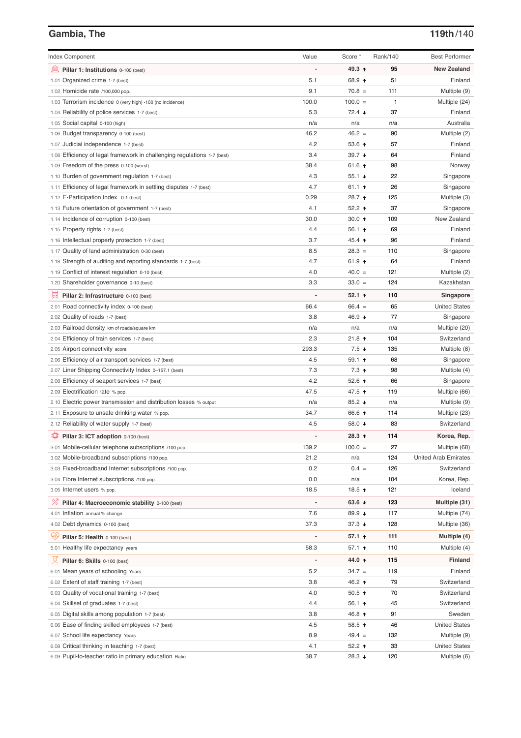## Gambia, The

**119th**/140

| Index Component | Value | Score * | Rank/140 | Best Performer |
|---|---|---|---|---|
| **Pillar 1: Institutions** 0-100 (best) | - | **49.3 ↑** | **95** | **New Zealand** |
| 1.01 Organized crime 1-7 (best) | 5.1 | 68.9 ↑ | 51 | Finland |
| 1.02 Homicide rate /100,000 pop. | 9.1 | 70.8 = | 111 | Multiple (9) |
| 1.03 Terrorism incidence 0 (very high) -100 (no incidence) | 100.0 | 100.0 = | 1 | Multiple (24) |
| 1.04 Reliability of police services 1-7 (best) | 5.3 | 72.4 ↓ | 37 | Finland |
| 1.05 Social capital 0-100 (high) | n/a | n/a | n/a | Australia |
| 1.06 Budget transparency 0-100 (best) | 46.2 | 46.2 = | 90 | Multiple (2) |
| 1.07 Judicial independence 1-7 (best) | 4.2 | 53.6 ↑ | 57 | Finland |
| 1.08 Efficiency of legal framework in challenging regulations 1-7 (best) | 3.4 | 39.7 ↓ | 64 | Finland |
| 1.09 Freedom of the press 0-100 (worst) | 38.4 | 61.6 ↑ | 98 | Norway |
| 1.10 Burden of government regulation 1-7 (best) | 4.3 | 55.1 ↓ | 22 | Singapore |
| 1.11 Efficiency of legal framework in settling disputes 1-7 (best) | 4.7 | 61.1 ↑ | 26 | Singapore |
| 1.12 E-Participation Index 0-1 (best) | 0.29 | 28.7 ↑ | 125 | Multiple (3) |
| 1.13 Future orientation of government 1-7 (best) | 4.1 | 52.2 ↑ | 37 | Singapore |
| 1.14 Incidence of corruption 0-100 (best) | 30.0 | 30.0 ↑ | 109 | New Zealand |
| 1.15 Property rights 1-7 (best) | 4.4 | 56.1 ↑ | 69 | Finland |
| 1.16 Intellectual property protection 1-7 (best) | 3.7 | 45.4 ↑ | 96 | Finland |
| 1.17 Quality of land administration 0-30 (best) | 8.5 | 28.3 = | 110 | Singapore |
| 1.18 Strength of auditing and reporting standards 1-7 (best) | 4.7 | 61.9 ↑ | 64 | Finland |
| 1.19 Conflict of interest regulation 0-10 (best) | 4.0 | 40.0 = | 121 | Multiple (2) |
| 1.20 Shareholder governance 0-10 (best) | 3.3 | 33.0 = | 124 | Kazakhstan |
| **Pillar 2: Infrastructure** 0-100 (best) | - | **52.1 ↑** | **110** | **Singapore** |
| 2.01 Road connectivity index 0-100 (best) | 66.4 | 66.4 = | 65 | United States |
| 2.02 Quality of roads 1-7 (best) | 3.8 | 46.9 ↓ | 77 | Singapore |
| 2.03 Railroad density km of roads/square km | n/a | n/a | n/a | Multiple (20) |
| 2.04 Efficiency of train services 1-7 (best) | 2.3 | 21.8 ↑ | 104 | Switzerland |
| 2.05 Airport connectivity score | 293.3 | 7.5 ↓ | 135 | Multiple (8) |
| 2.06 Efficiency of air transport services 1-7 (best) | 4.5 | 59.1 ↑ | 68 | Singapore |
| 2.07 Liner Shipping Connectivity Index 0–157.1 (best) | 7.3 | 7.3 ↑ | 98 | Multiple (4) |
| 2.08 Efficiency of seaport services 1-7 (best) | 4.2 | 52.6 ↑ | 66 | Singapore |
| 2.09 Electrification rate % pop. | 47.5 | 47.5 ↑ | 119 | Multiple (66) |
| 2.10 Electric power transmission and distribution losses % output | n/a | 85.2 ↓ | n/a | Multiple (9) |
| 2.11 Exposure to unsafe drinking water % pop. | 34.7 | 66.6 ↑ | 114 | Multiple (23) |
| 2.12 Reliability of water supply 1-7 (best) | 4.5 | 58.0 ↓ | 83 | Switzerland |
| **Pillar 3: ICT adoption** 0-100 (best) | - | **28.3 ↑** | **114** | **Korea, Rep.** |
| 3.01 Mobile-cellular telephone subscriptions /100 pop. | 139.2 | 100.0 = | 27 | Multiple (68) |
| 3.02 Mobile-broadband subscriptions /100 pop. | 21.2 | n/a | 124 | United Arab Emirates |
| 3.03 Fixed-broadband Internet subscriptions /100 pop. | 0.2 | 0.4 = | 126 | Switzerland |
| 3.04 Fibre Internet subscriptions /100 pop. | 0.0 | n/a | 104 | Korea, Rep. |
| 3.05 Internet users % pop. | 18.5 | 18.5 ↑ | 121 | Iceland |
| **Pillar 4: Macroeconomic stability** 0-100 (best) | - | **63.6 ↓** | **123** | **Multiple (31)** |
| 4.01 Inflation annual % change | 7.6 | 89.9 ↓ | 117 | Multiple (74) |
| 4.02 Debt dynamics 0-100 (best) | 37.3 | 37.3 ↓ | 128 | Multiple (36) |
| **Pillar 5: Health** 0-100 (best) | - | **57.1 ↑** | **111** | **Multiple (4)** |
| 5.01 Healthy life expectancy years | 58.3 | 57.1 ↑ | 110 | Multiple (4) |
| **Pillar 6: Skills** 0-100 (best) | - | **44.0 ↑** | **115** | **Finland** |
| 6.01 Mean years of schooling Years | 5.2 | 34.7 = | 119 | Finland |
| 6.02 Extent of staff training 1-7 (best) | 3.8 | 46.2 ↑ | 79 | Switzerland |
| 6.03 Quality of vocational training 1-7 (best) | 4.0 | 50.5 ↑ | 70 | Switzerland |
| 6.04 Skillset of graduates 1-7 (best) | 4.4 | 56.1 ↑ | 45 | Switzerland |
| 6.05 Digital skills among population 1-7 (best) | 3.8 | 46.8 ↑ | 91 | Sweden |
| 6.06 Ease of finding skilled employees 1-7 (best) | 4.5 | 58.5 ↑ | 46 | United States |
| 6.07 School life expectancy Years | 8.9 | 49.4 = | 132 | Multiple (9) |
| 6.08 Critical thinking in teaching 1-7 (best) | 4.1 | 52.2 ↑ | 33 | United States |
| 6.09 Pupil-to-teacher ratio in primary education Ratio | 38.7 | 28.3 ↓ | 120 | Multiple (6) |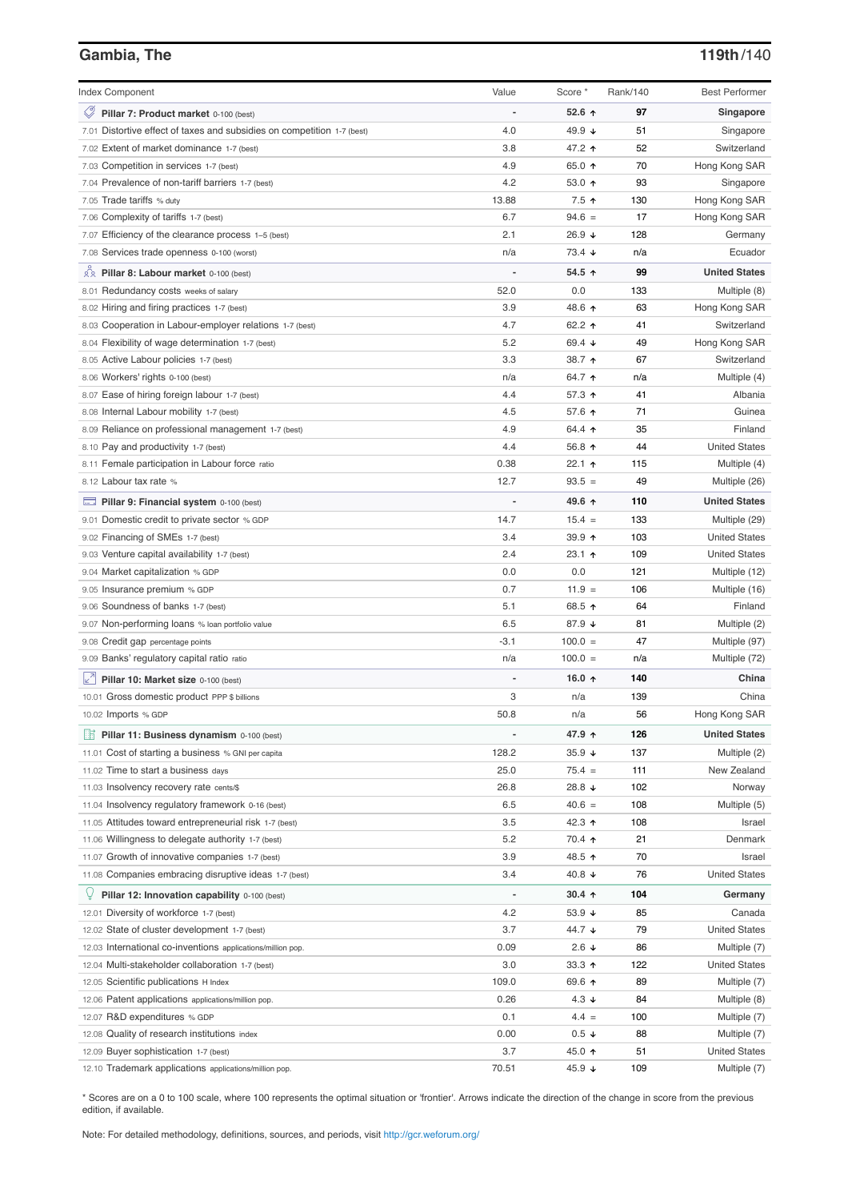## Gambia, The

**119th**/140

| Index Component | Value | Score * | Rank/140 | Best Performer |
|---|---|---|---|---|
| **Pillar 7: Product market** 0-100 (best) | - | **52.6 ↑** | **97** | **Singapore** |
| 7.01 Distortive effect of taxes and subsidies on competition 1-7 (best) | 4.0 | 49.9 ↓ | 51 | Singapore |
| 7.02 Extent of market dominance 1-7 (best) | 3.8 | 47.2 ↑ | 52 | Switzerland |
| 7.03 Competition in services 1-7 (best) | 4.9 | 65.0 ↑ | 70 | Hong Kong SAR |
| 7.04 Prevalence of non-tariff barriers 1-7 (best) | 4.2 | 53.0 ↑ | 93 | Singapore |
| 7.05 Trade tariffs % duty | 13.88 | 7.5 ↑ | 130 | Hong Kong SAR |
| 7.06 Complexity of tariffs 1-7 (best) | 6.7 | 94.6 = | 17 | Hong Kong SAR |
| 7.07 Efficiency of the clearance process 1–5 (best) | 2.1 | 26.9 ↓ | 128 | Germany |
| 7.08 Services trade openness 0-100 (worst) | n/a | 73.4 ↓ | n/a | Ecuador |
| **Pillar 8: Labour market** 0-100 (best) | - | **54.5 ↑** | **99** | **United States** |
| 8.01 Redundancy costs weeks of salary | 52.0 | 0.0 | 133 | Multiple (8) |
| 8.02 Hiring and firing practices 1-7 (best) | 3.9 | 48.6 ↑ | 63 | Hong Kong SAR |
| 8.03 Cooperation in Labour-employer relations 1-7 (best) | 4.7 | 62.2 ↑ | 41 | Switzerland |
| 8.04 Flexibility of wage determination 1-7 (best) | 5.2 | 69.4 ↓ | 49 | Hong Kong SAR |
| 8.05 Active Labour policies 1-7 (best) | 3.3 | 38.7 ↑ | 67 | Switzerland |
| 8.06 Workers' rights 0-100 (best) | n/a | 64.7 ↑ | n/a | Multiple (4) |
| 8.07 Ease of hiring foreign labour 1-7 (best) | 4.4 | 57.3 ↑ | 41 | Albania |
| 8.08 Internal Labour mobility 1-7 (best) | 4.5 | 57.6 ↑ | 71 | Guinea |
| 8.09 Reliance on professional management 1-7 (best) | 4.9 | 64.4 ↑ | 35 | Finland |
| 8.10 Pay and productivity 1-7 (best) | 4.4 | 56.8 ↑ | 44 | United States |
| 8.11 Female participation in Labour force ratio | 0.38 | 22.1 ↑ | 115 | Multiple (4) |
| 8.12 Labour tax rate % | 12.7 | 93.5 = | 49 | Multiple (26) |
| **Pillar 9: Financial system** 0-100 (best) | - | **49.6 ↑** | **110** | **United States** |
| 9.01 Domestic credit to private sector % GDP | 14.7 | 15.4 = | 133 | Multiple (29) |
| 9.02 Financing of SMEs 1-7 (best) | 3.4 | 39.9 ↑ | 103 | United States |
| 9.03 Venture capital availability 1-7 (best) | 2.4 | 23.1 ↑ | 109 | United States |
| 9.04 Market capitalization % GDP | 0.0 | 0.0 | 121 | Multiple (12) |
| 9.05 Insurance premium % GDP | 0.7 | 11.9 = | 106 | Multiple (16) |
| 9.06 Soundness of banks 1-7 (best) | 5.1 | 68.5 ↑ | 64 | Finland |
| 9.07 Non-performing loans % loan portfolio value | 6.5 | 87.9 ↓ | 81 | Multiple (2) |
| 9.08 Credit gap percentage points | -3.1 | 100.0 = | 47 | Multiple (97) |
| 9.09 Banks' regulatory capital ratio ratio | n/a | 100.0 = | n/a | Multiple (72) |
| **Pillar 10: Market size** 0-100 (best) | - | **16.0 ↑** | **140** | **China** |
| 10.01 Gross domestic product PPP $ billions | 3 | n/a | 139 | China |
| 10.02 Imports % GDP | 50.8 | n/a | 56 | Hong Kong SAR |
| **Pillar 11: Business dynamism** 0-100 (best) | - | **47.9 ↑** | **126** | **United States** |
| 11.01 Cost of starting a business % GNI per capita | 128.2 | 35.9 ↓ | 137 | Multiple (2) |
| 11.02 Time to start a business days | 25.0 | 75.4 = | 111 | New Zealand |
| 11.03 Insolvency recovery rate cents/$ | 26.8 | 28.8 ↓ | 102 | Norway |
| 11.04 Insolvency regulatory framework 0-16 (best) | 6.5 | 40.6 = | 108 | Multiple (5) |
| 11.05 Attitudes toward entrepreneurial risk 1-7 (best) | 3.5 | 42.3 ↑ | 108 | Israel |
| 11.06 Willingness to delegate authority 1-7 (best) | 5.2 | 70.4 ↑ | 21 | Denmark |
| 11.07 Growth of innovative companies 1-7 (best) | 3.9 | 48.5 ↑ | 70 | Israel |
| 11.08 Companies embracing disruptive ideas 1-7 (best) | 3.4 | 40.8 ↓ | 76 | United States |
| **Pillar 12: Innovation capability** 0-100 (best) | - | **30.4 ↑** | **104** | **Germany** |
| 12.01 Diversity of workforce 1-7 (best) | 4.2 | 53.9 ↓ | 85 | Canada |
| 12.02 State of cluster development 1-7 (best) | 3.7 | 44.7 ↓ | 79 | United States |
| 12.03 International co-inventions applications/million pop. | 0.09 | 2.6 ↓ | 86 | Multiple (7) |
| 12.04 Multi-stakeholder collaboration 1-7 (best) | 3.0 | 33.3 ↑ | 122 | United States |
| 12.05 Scientific publications H Index | 109.0 | 69.6 ↑ | 89 | Multiple (7) |
| 12.06 Patent applications applications/million pop. | 0.26 | 4.3 ↓ | 84 | Multiple (8) |
| 12.07 R&D expenditures % GDP | 0.1 | 4.4 = | 100 | Multiple (7) |
| 12.08 Quality of research institutions index | 0.00 | 0.5 ↓ | 88 | Multiple (7) |
| 12.09 Buyer sophistication 1-7 (best) | 3.7 | 45.0 ↑ | 51 | United States |
| 12.10 Trademark applications applications/million pop. | 70.51 | 45.9 ↓ | 109 | Multiple (7) |

* Scores are on a 0 to 100 scale, where 100 represents the optimal situation or 'frontier'. Arrows indicate the direction of the change in score from the previous edition, if available.

Note: For detailed methodology, definitions, sources, and periods, visit http://gcr.weforum.org/